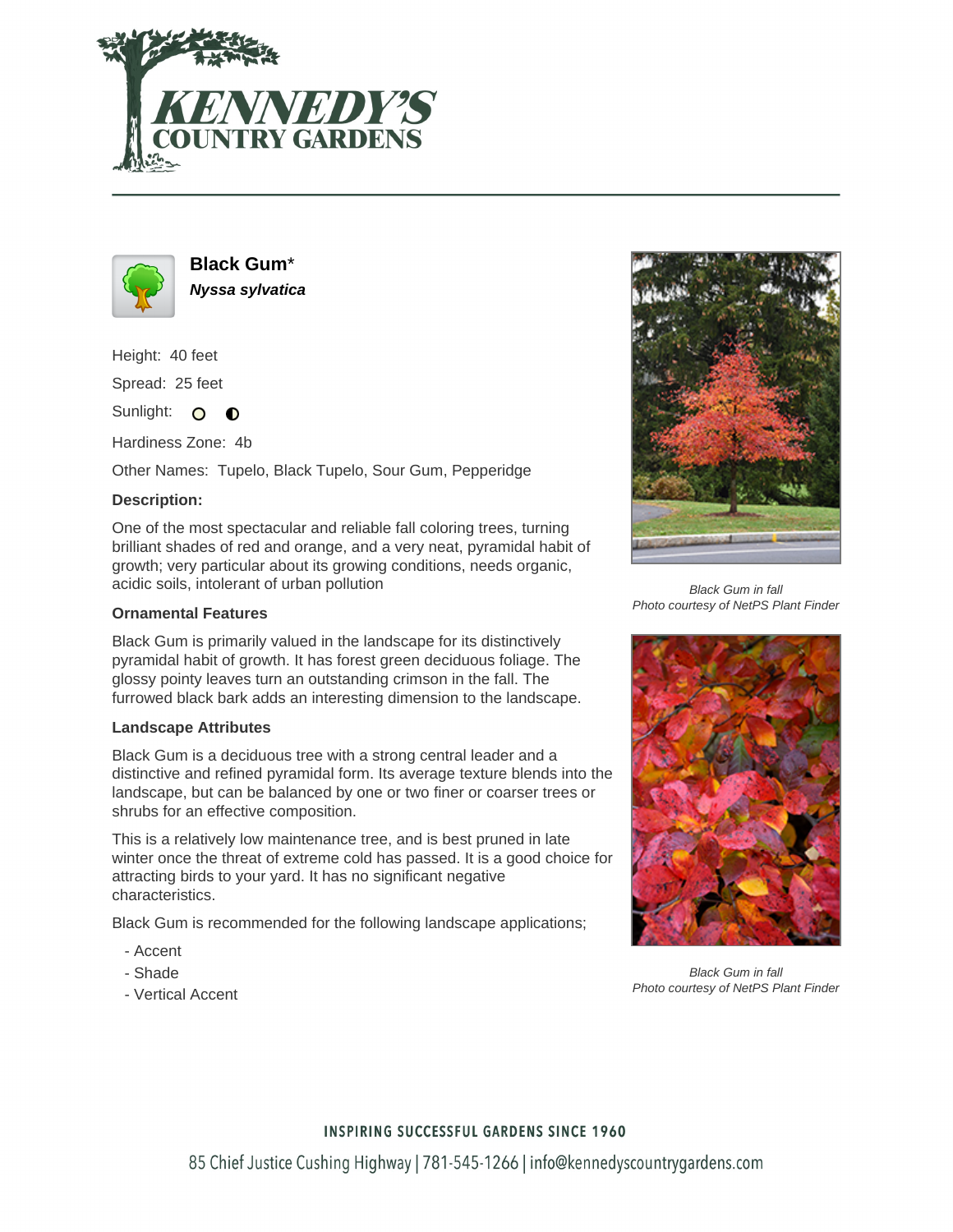# Black Gum*

***Nyssa sylvatica***

Height: 40 feet

Spread: 25 feet

Sunlight: ○ ◐

Hardiness Zone: 4b

Other Names: Tupelo, Black Tupelo, Sour Gum, Pepperidge

### Description:

One of the most spectacular and reliable fall coloring trees, turning brilliant shades of red and orange, and a very neat, pyramidal habit of growth; very particular about its growing conditions, needs organic, acidic soils, intolerant of urban pollution

### Ornamental Features

Black Gum is primarily valued in the landscape for its distinctively pyramidal habit of growth. It has forest green deciduous foliage. The glossy pointy leaves turn an outstanding crimson in the fall. The furrowed black bark adds an interesting dimension to the landscape.

### Landscape Attributes

Black Gum is a deciduous tree with a strong central leader and a distinctive and refined pyramidal form. Its average texture blends into the landscape, but can be balanced by one or two finer or coarser trees or shrubs for an effective composition.

This is a relatively low maintenance tree, and is best pruned in late winter once the threat of extreme cold has passed. It is a good choice for attracting birds to your yard. It has no significant negative characteristics.

Black Gum is recommended for the following landscape applications;

- Accent
- Shade
- Vertical Accent

*Black Gum in fall*
*Photo courtesy of NetPS Plant Finder*

*Black Gum in fall*
*Photo courtesy of NetPS Plant Finder*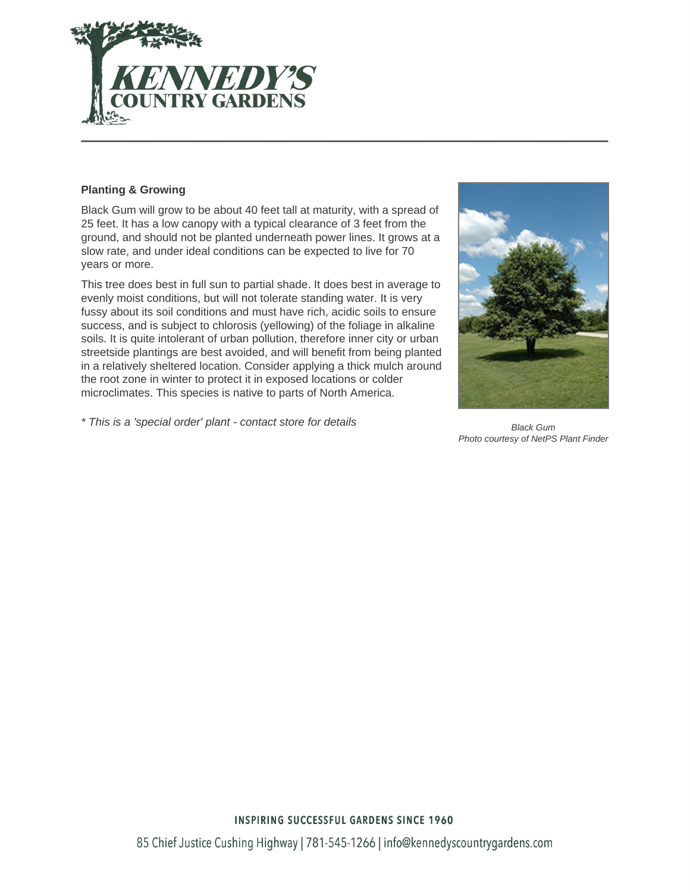**Planting & Growing**

Black Gum will grow to be about 40 feet tall at maturity, with a spread of 25 feet. It has a low canopy with a typical clearance of 3 feet from the ground, and should not be planted underneath power lines. It grows at a slow rate, and under ideal conditions can be expected to live for 70 years or more.

This tree does best in full sun to partial shade. It does best in average to evenly moist conditions, but will not tolerate standing water. It is very fussy about its soil conditions and must have rich, acidic soils to ensure success, and is subject to chlorosis (yellowing) of the foliage in alkaline soils. It is quite intolerant of urban pollution, therefore inner city or urban streetside plantings are best avoided, and will benefit from being planted in a relatively sheltered location. Consider applying a thick mulch around the root zone in winter to protect it in exposed locations or colder microclimates. This species is native to parts of North America.

*\* This is a 'special order' plant - contact store for details*

*Black Gum*
*Photo courtesy of NetPS Plant Finder*

INSPIRING SUCCESSFUL GARDENS SINCE 1960

85 Chief Justice Cushing Highway | 781-545-1266 | info@kennedyscountrygardens.com